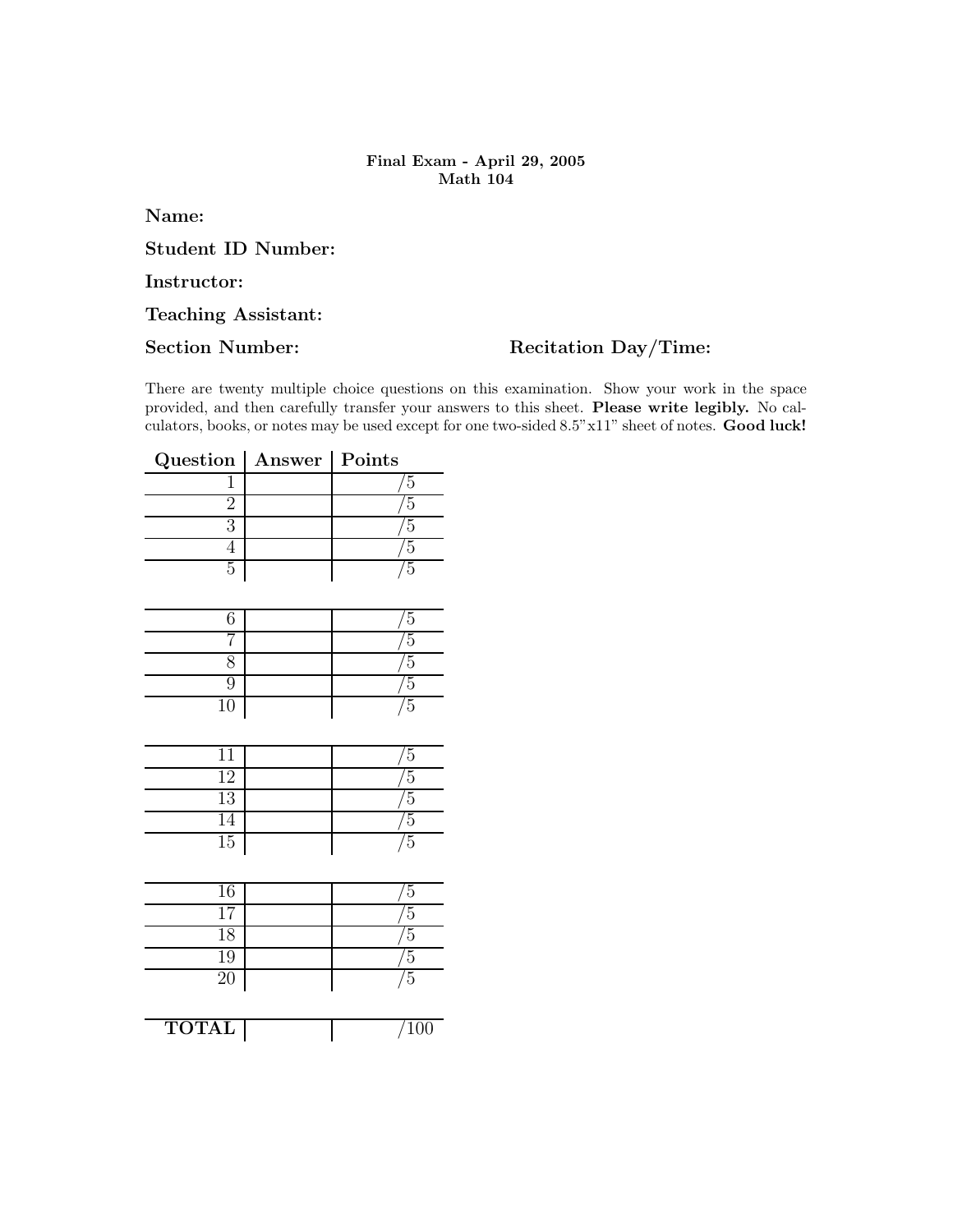**Final Exam - April 29, 2005**
**Math 104**

**Name:**

**Student ID Number:**

**Instructor:**

**Teaching Assistant:**

**Section Number:** **Recitation Day/Time:**

There are twenty multiple choice questions on this examination. Show your work in the space provided, and then carefully transfer your answers to this sheet. **Please write legibly.** No calculators, books, or notes may be used except for one two-sided 8.5"x11" sheet of notes. **Good luck!**

| Question | Answer | Points |
|---|---|---|
| 1 | | /5 |
| 2 | | /5 |
| 3 | | /5 |
| 4 | | /5 |
| 5 | | /5 |
| 6 | | /5 |
| 7 | | /5 |
| 8 | | /5 |
| 9 | | /5 |
| 10 | | /5 |
| 11 | | /5 |
| 12 | | /5 |
| 13 | | /5 |
| 14 | | /5 |
| 15 | | /5 |
| 16 | | /5 |
| 17 | | /5 |
| 18 | | /5 |
| 19 | | /5 |
| 20 | | /5 |
| **TOTAL** | | /100 |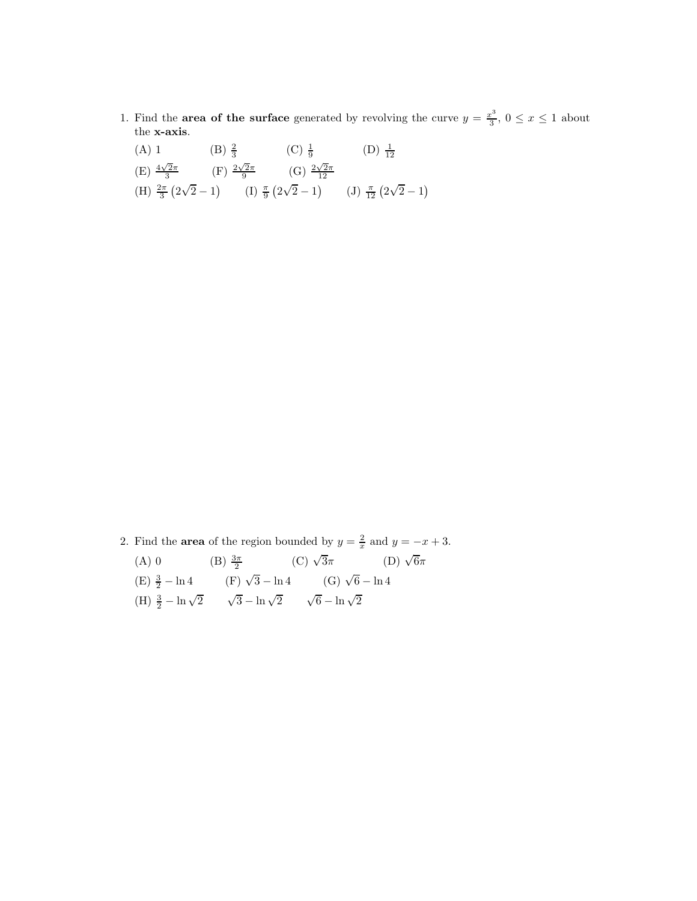1. Find the **area of the surface** generated by revolving the curve $y = \frac{x^3}{3}$, $0 \le x \le 1$ about the **x-axis**.

   (A) $1$ (B) $\frac{2}{3}$ (C) $\frac{1}{9}$ (D) $\frac{1}{12}$

   (E) $\frac{4\sqrt{2}\pi}{3}$ (F) $\frac{2\sqrt{2}\pi}{9}$ (G) $\frac{2\sqrt{2}\pi}{12}$

   (H) $\frac{2\pi}{3}\left(2\sqrt{2}-1\right)$ (I) $\frac{\pi}{9}\left(2\sqrt{2}-1\right)$ (J) $\frac{\pi}{12}\left(2\sqrt{2}-1\right)$

2. Find the **area** of the region bounded by $y = \frac{2}{x}$ and $y = -x + 3$.

   (A) $0$ (B) $\frac{3\pi}{2}$ (C) $\sqrt{3}\pi$ (D) $\sqrt{6}\pi$

   (E) $\frac{3}{2} - \ln 4$ (F) $\sqrt{3} - \ln 4$ (G) $\sqrt{6} - \ln 4$

   (H) $\frac{3}{2} - \ln\sqrt{2}$ $\sqrt{3} - \ln\sqrt{2}$ $\sqrt{6} - \ln\sqrt{2}$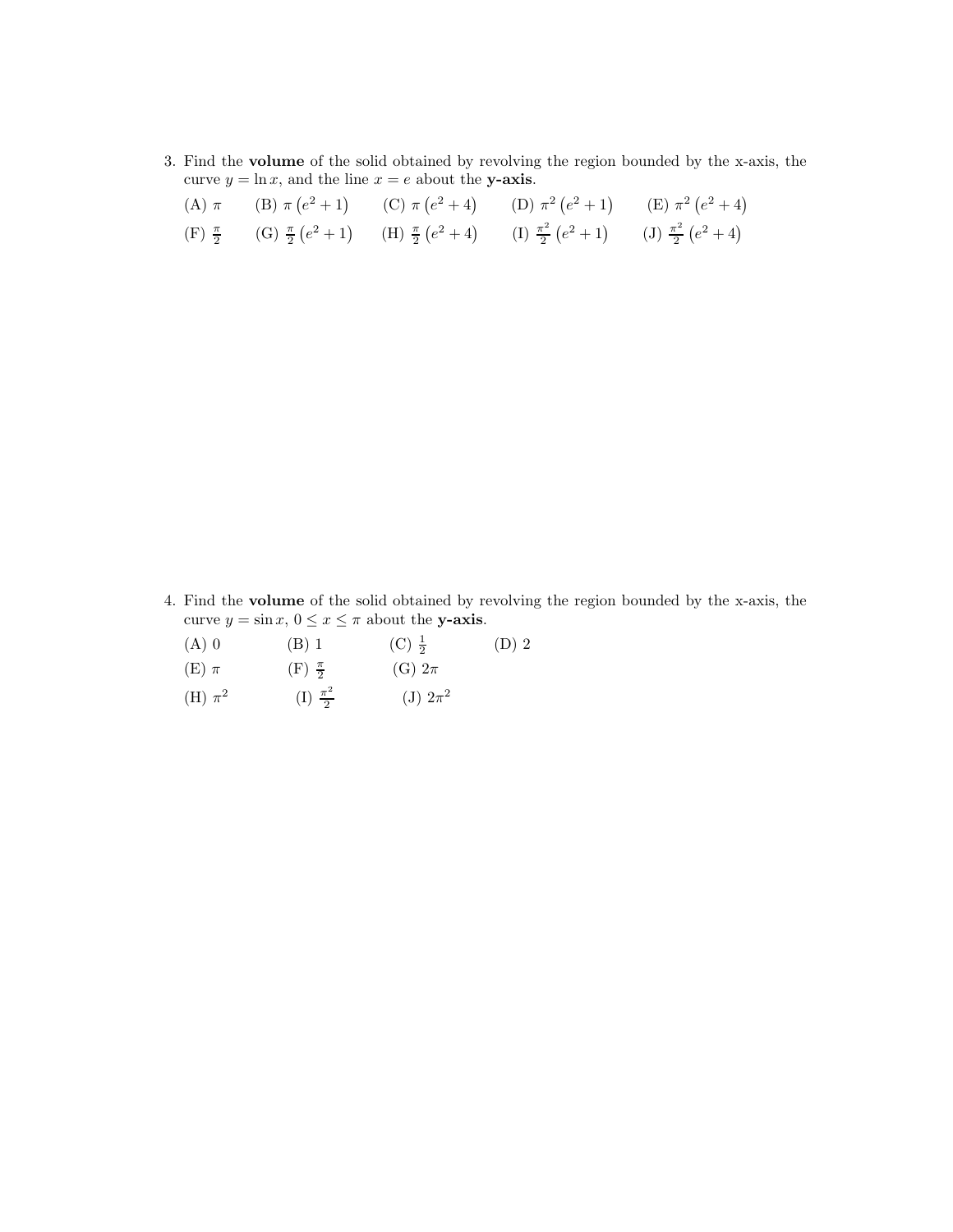3. Find the **volume** of the solid obtained by revolving the region bounded by the x-axis, the curve $y = \ln x$, and the line $x = e$ about the **y-axis**.

   (A) $\pi$ (B) $\pi\left(e^2+1\right)$ (C) $\pi\left(e^2+4\right)$ (D) $\pi^2\left(e^2+1\right)$ (E) $\pi^2\left(e^2+4\right)$

   (F) $\frac{\pi}{2}$ (G) $\frac{\pi}{2}\left(e^2+1\right)$ (H) $\frac{\pi}{2}\left(e^2+4\right)$ (I) $\frac{\pi^2}{2}\left(e^2+1\right)$ (J) $\frac{\pi^2}{2}\left(e^2+4\right)$

4. Find the **volume** of the solid obtained by revolving the region bounded by the x-axis, the curve $y = \sin x$, $0 \leq x \leq \pi$ about the **y-axis**.

   (A) 0 (B) 1 (C) $\frac{1}{2}$ (D) 2

   (E) $\pi$ (F) $\frac{\pi}{2}$ (G) $2\pi$

   (H) $\pi^2$ (I) $\frac{\pi^2}{2}$ (J) $2\pi^2$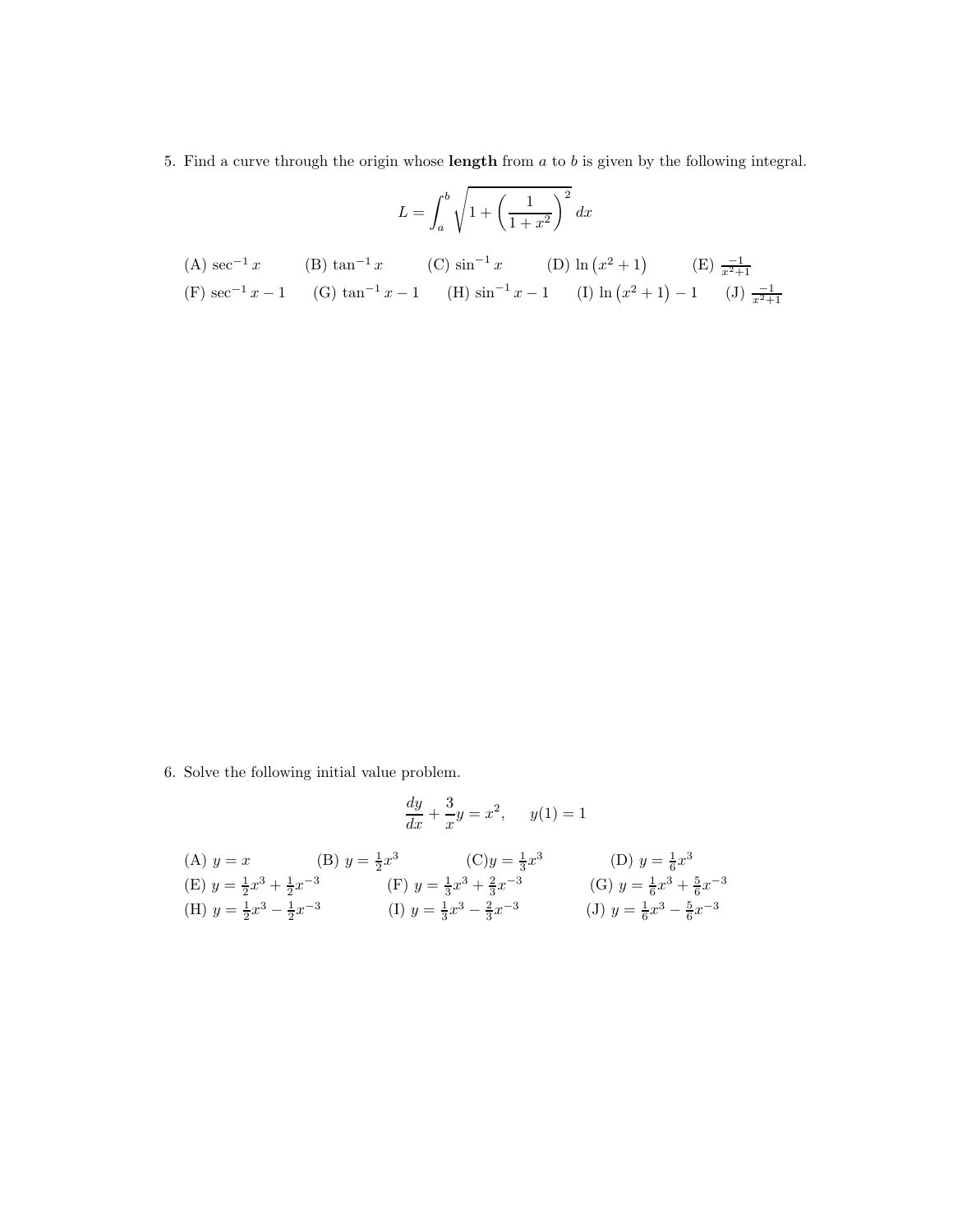5. Find a curve through the origin whose **length** from $a$ to $b$ is given by the following integral.

$$L = \int_a^b \sqrt{1 + \left(\frac{1}{1+x^2}\right)^2}\, dx$$

(A) $\sec^{-1} x$ (B) $\tan^{-1} x$ (C) $\sin^{-1} x$ (D) $\ln\left(x^2+1\right)$ (E) $\frac{-1}{x^2+1}$

(F) $\sec^{-1} x - 1$ (G) $\tan^{-1} x - 1$ (H) $\sin^{-1} x - 1$ (I) $\ln\left(x^2+1\right) - 1$ (J) $\frac{-1}{x^2+1}$

6. Solve the following initial value problem.

$$\frac{dy}{dx} + \frac{3}{x}y = x^2, \quad y(1) = 1$$

(A) $y = x$ (B) $y = \frac{1}{2}x^3$ (C) $y = \frac{1}{3}x^3$ (D) $y = \frac{1}{6}x^3$

(E) $y = \frac{1}{2}x^3 + \frac{1}{2}x^{-3}$ (F) $y = \frac{1}{3}x^3 + \frac{2}{3}x^{-3}$ (G) $y = \frac{1}{6}x^3 + \frac{5}{6}x^{-3}$

(H) $y = \frac{1}{2}x^3 - \frac{1}{2}x^{-3}$ (I) $y = \frac{1}{3}x^3 - \frac{2}{3}x^{-3}$ (J) $y = \frac{1}{6}x^3 - \frac{5}{6}x^{-3}$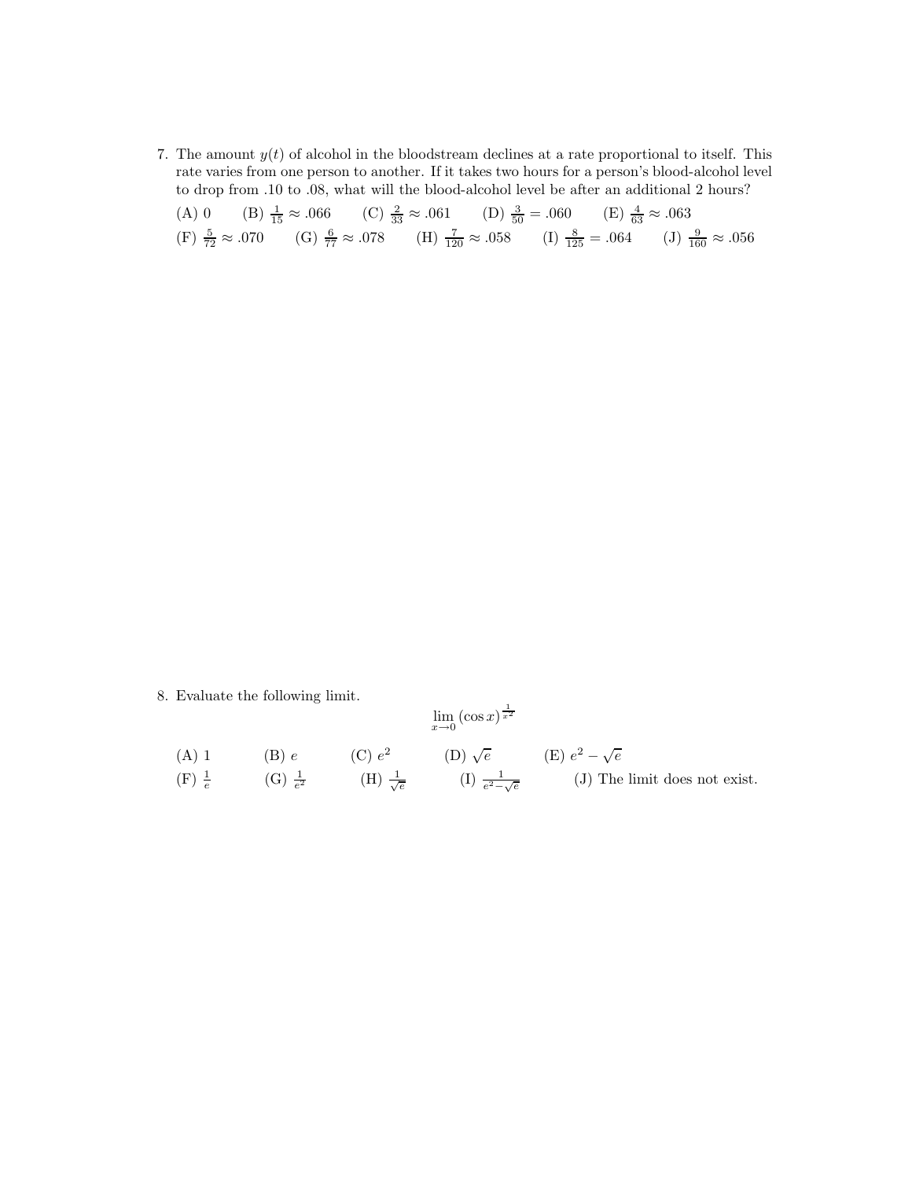7. The amount $y(t)$ of alcohol in the bloodstream declines at a rate proportional to itself. This rate varies from one person to another. If it takes two hours for a person's blood-alcohol level to drop from .10 to .08, what will the blood-alcohol level be after an additional 2 hours?

   (A) 0 (B) $\frac{1}{15} \approx .066$ (C) $\frac{2}{33} \approx .061$ (D) $\frac{3}{50} = .060$ (E) $\frac{4}{63} \approx .063$
   (F) $\frac{5}{72} \approx .070$ (G) $\frac{6}{77} \approx .078$ (H) $\frac{7}{120} \approx .058$ (I) $\frac{8}{125} = .064$ (J) $\frac{9}{160} \approx .056$

8. Evaluate the following limit.

$$\lim_{x \to 0} (\cos x)^{\frac{1}{x^2}}$$

   (A) 1 (B) $e$ (C) $e^2$ (D) $\sqrt{e}$ (E) $e^2 - \sqrt{e}$
   (F) $\frac{1}{e}$ (G) $\frac{1}{e^2}$ (H) $\frac{1}{\sqrt{e}}$ (I) $\frac{1}{e^2 - \sqrt{e}}$ (J) The limit does not exist.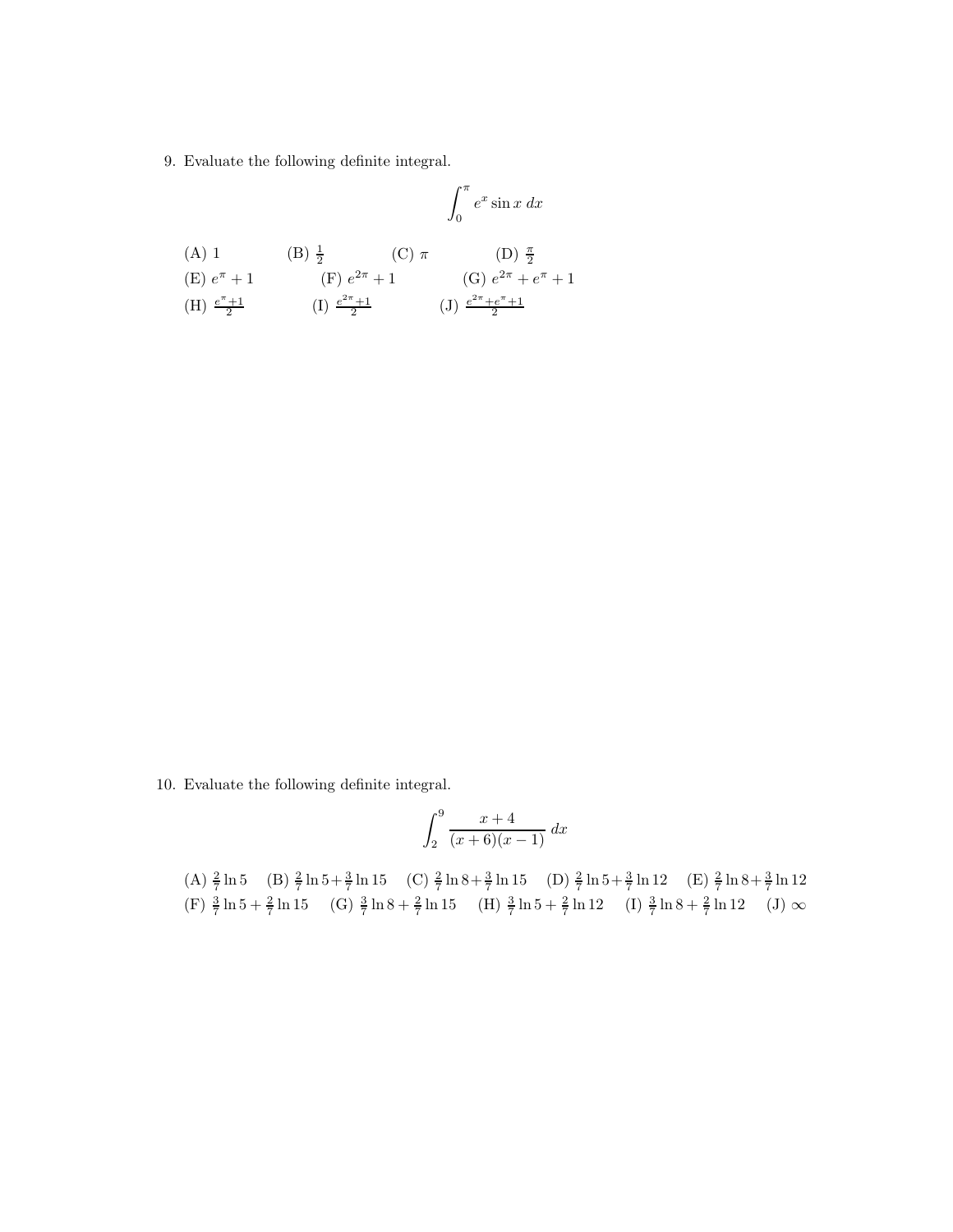9. Evaluate the following definite integral.

$$\int_0^\pi e^x \sin x \, dx$$

(A) $1$ (B) $\frac{1}{2}$ (C) $\pi$ (D) $\frac{\pi}{2}$
(E) $e^\pi + 1$ (F) $e^{2\pi} + 1$ (G) $e^{2\pi} + e^\pi + 1$
(H) $\frac{e^\pi+1}{2}$ (I) $\frac{e^{2\pi}+1}{2}$ (J) $\frac{e^{2\pi}+e^\pi+1}{2}$

10. Evaluate the following definite integral.

$$\int_2^9 \frac{x+4}{(x+6)(x-1)} \, dx$$

(A) $\frac{2}{7}\ln 5$ (B) $\frac{2}{7}\ln 5+\frac{3}{7}\ln 15$ (C) $\frac{2}{7}\ln 8+\frac{3}{7}\ln 15$ (D) $\frac{2}{7}\ln 5+\frac{3}{7}\ln 12$ (E) $\frac{2}{7}\ln 8+\frac{3}{7}\ln 12$
(F) $\frac{3}{7}\ln 5+\frac{2}{7}\ln 15$ (G) $\frac{3}{7}\ln 8+\frac{2}{7}\ln 15$ (H) $\frac{3}{7}\ln 5+\frac{2}{7}\ln 12$ (I) $\frac{3}{7}\ln 8+\frac{2}{7}\ln 12$ (J) $\infty$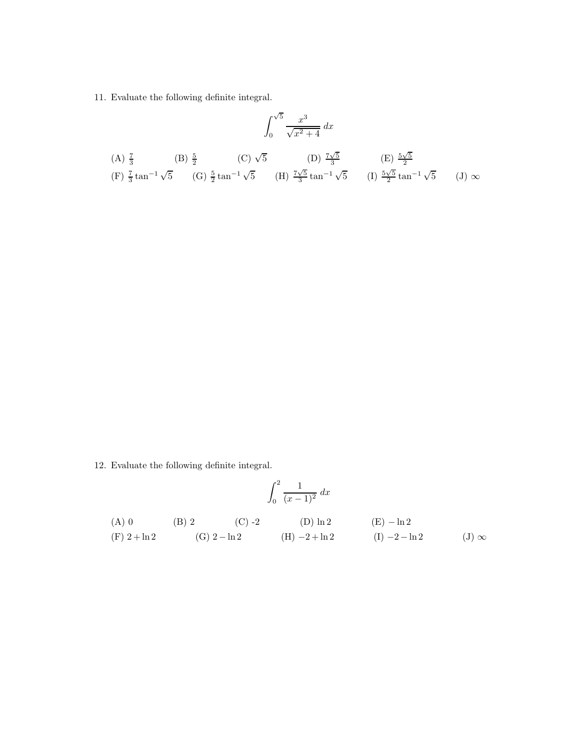11. Evaluate the following definite integral.

$$\int_0^{\sqrt{5}} \frac{x^3}{\sqrt{x^2+4}}\,dx$$

(A) $\frac{7}{3}$ (B) $\frac{5}{2}$ (C) $\sqrt{5}$ (D) $\frac{7\sqrt{5}}{3}$ (E) $\frac{5\sqrt{5}}{2}$
(F) $\frac{7}{3}\tan^{-1}\sqrt{5}$ (G) $\frac{5}{2}\tan^{-1}\sqrt{5}$ (H) $\frac{7\sqrt{5}}{3}\tan^{-1}\sqrt{5}$ (I) $\frac{5\sqrt{5}}{2}\tan^{-1}\sqrt{5}$ (J) $\infty$

12. Evaluate the following definite integral.

$$\int_0^{2} \frac{1}{(x-1)^2}\,dx$$

(A) 0 (B) 2 (C) -2 (D) $\ln 2$ (E) $-\ln 2$
(F) $2+\ln 2$ (G) $2-\ln 2$ (H) $-2+\ln 2$ (I) $-2-\ln 2$ (J) $\infty$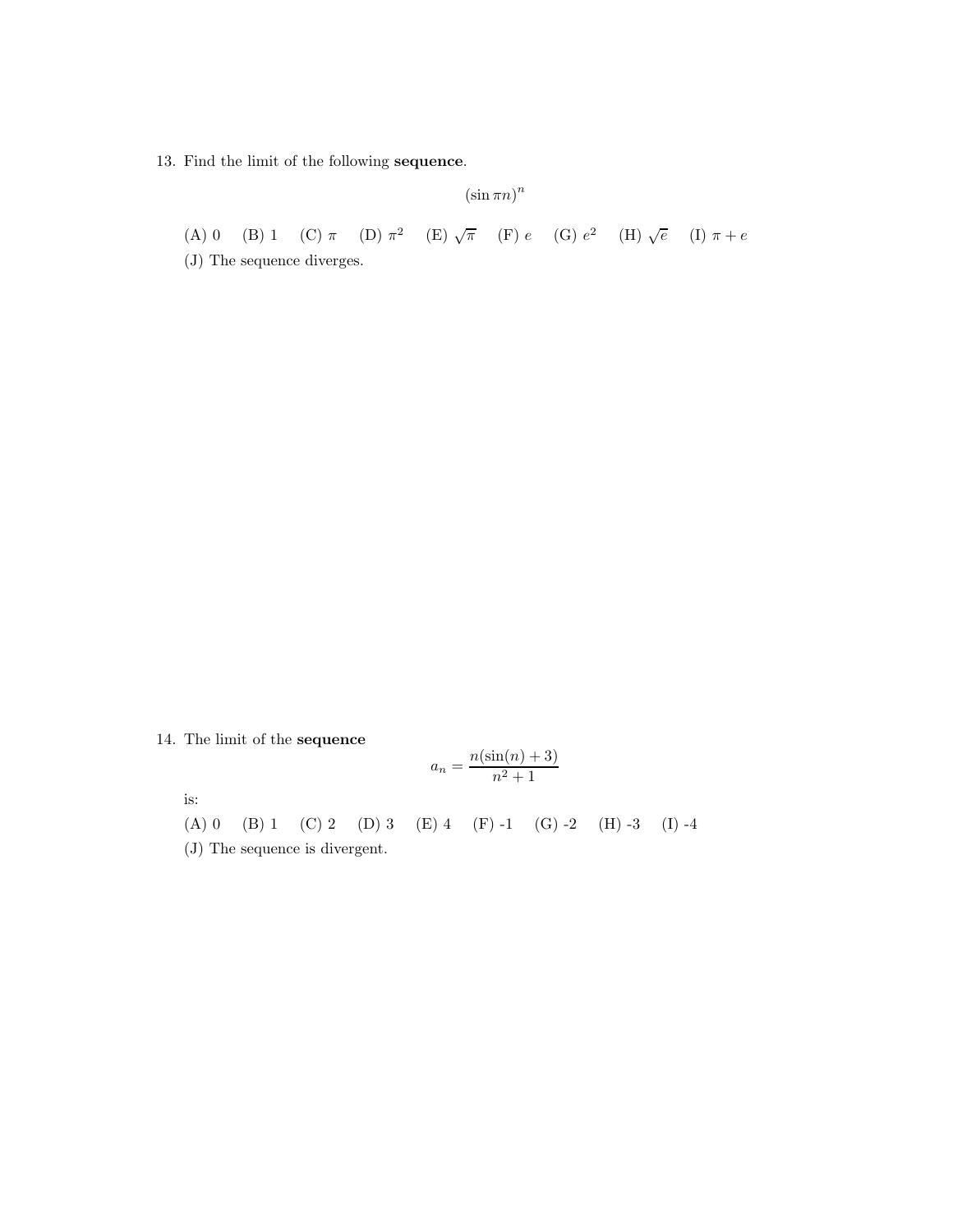13. Find the limit of the following **sequence**.

$$(\sin \pi n)^n$$

(A) 0 (B) 1 (C) $\pi$ (D) $\pi^2$ (E) $\sqrt{\pi}$ (F) $e$ (G) $e^2$ (H) $\sqrt{e}$ (I) $\pi + e$

(J) The sequence diverges.

14. The limit of the **sequence**

$$a_n = \frac{n(\sin(n) + 3)}{n^2 + 1}$$

is:

(A) 0 (B) 1 (C) 2 (D) 3 (E) 4 (F) -1 (G) -2 (H) -3 (I) -4

(J) The sequence is divergent.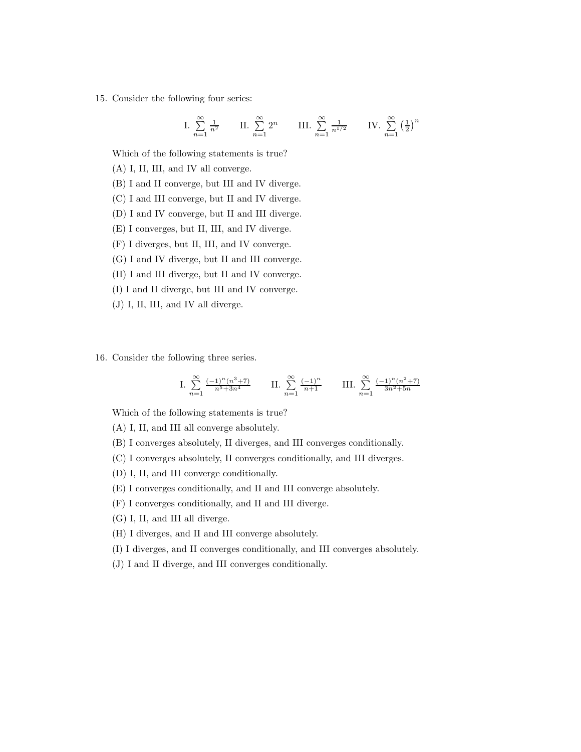15. Consider the following four series:

$$\text{I. } \sum_{n=1}^{\infty} \frac{1}{n^2} \qquad \text{II. } \sum_{n=1}^{\infty} 2^n \qquad \text{III. } \sum_{n=1}^{\infty} \frac{1}{n^{1/2}} \qquad \text{IV. } \sum_{n=1}^{\infty} \left(\frac{1}{2}\right)^n$$

Which of the following statements is true?

(A) I, II, III, and IV all converge.

(B) I and II converge, but III and IV diverge.

(C) I and III converge, but II and IV diverge.

(D) I and IV converge, but II and III diverge.

(E) I converges, but II, III, and IV diverge.

(F) I diverges, but II, III, and IV converge.

(G) I and IV diverge, but II and III converge.

(H) I and III diverge, but II and IV converge.

(I) I and II diverge, but III and IV converge.

(J) I, II, III, and IV all diverge.

16. Consider the following three series.

$$\text{I. } \sum_{n=1}^{\infty} \frac{(-1)^n(n^3+7)}{n^5+3n^4} \qquad \text{II. } \sum_{n=1}^{\infty} \frac{(-1)^n}{n+1} \qquad \text{III. } \sum_{n=1}^{\infty} \frac{(-1)^n(n^2+7)}{3n^2+5n}$$

Which of the following statements is true?

(A) I, II, and III all converge absolutely.

(B) I converges absolutely, II diverges, and III converges conditionally.

(C) I converges absolutely, II converges conditionally, and III diverges.

(D) I, II, and III converge conditionally.

(E) I converges conditionally, and II and III converge absolutely.

(F) I converges conditionally, and II and III diverge.

(G) I, II, and III all diverge.

(H) I diverges, and II and III converge absolutely.

(I) I diverges, and II converges conditionally, and III converges absolutely.

(J) I and II diverge, and III converges conditionally.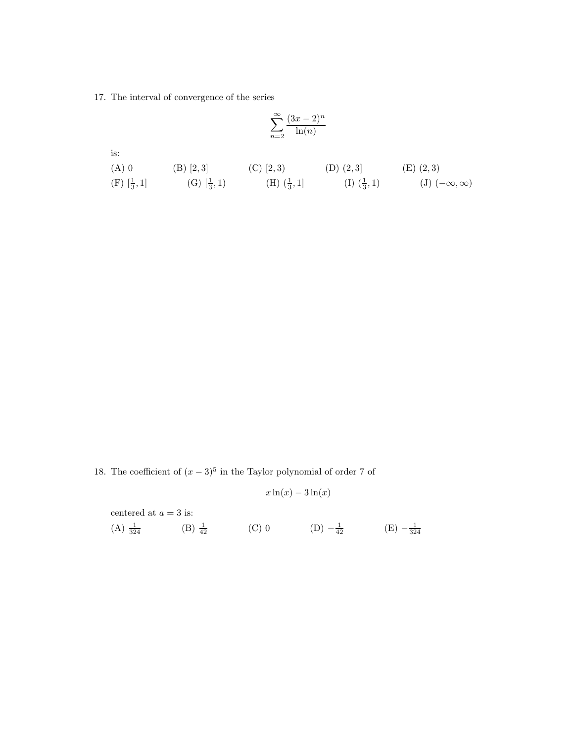17. The interval of convergence of the series

$$\sum_{n=2}^{\infty} \frac{(3x-2)^n}{\ln(n)}$$

is:

(A) 0 (B) $[2,3]$ (C) $[2,3)$ (D) $(2,3]$ (E) $(2,3)$

(F) $[\frac{1}{3},1]$ (G) $[\frac{1}{3},1)$ (H) $(\frac{1}{3},1]$ (I) $(\frac{1}{3},1)$ (J) $(-\infty,\infty)$

18. The coefficient of $(x-3)^5$ in the Taylor polynomial of order 7 of

$$x\ln(x) - 3\ln(x)$$

centered at $a = 3$ is:

(A) $\frac{1}{324}$ (B) $\frac{1}{42}$ (C) 0 (D) $-\frac{1}{42}$ (E) $-\frac{1}{324}$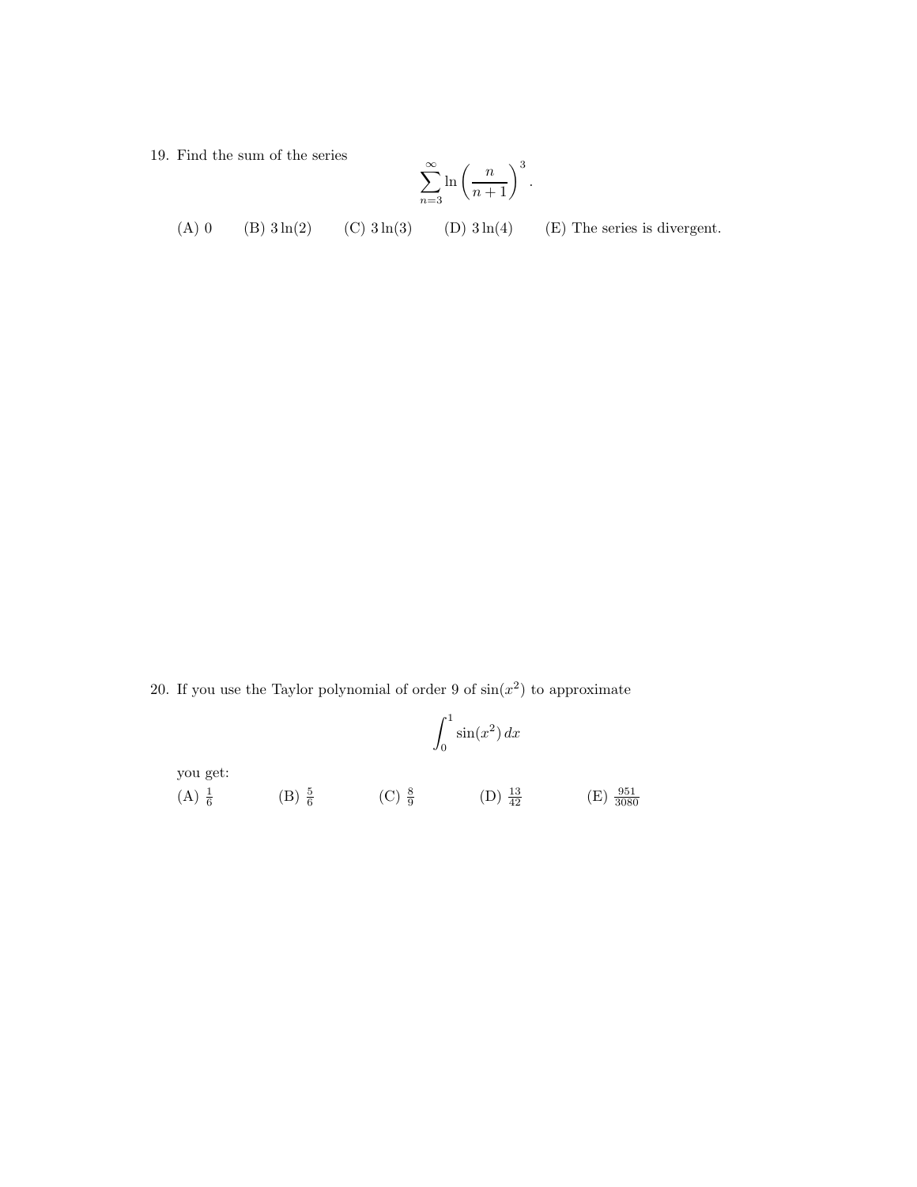19. Find the sum of the series

$$\sum_{n=3}^{\infty} \ln\left(\frac{n}{n+1}\right)^3.$$

(A) 0 (B) $3\ln(2)$ (C) $3\ln(3)$ (D) $3\ln(4)$ (E) The series is divergent.

20. If you use the Taylor polynomial of order 9 of $\sin(x^2)$ to approximate

$$\int_0^1 \sin(x^2)\,dx$$

you get:

(A) $\frac{1}{6}$ (B) $\frac{5}{6}$ (C) $\frac{8}{9}$ (D) $\frac{13}{42}$ (E) $\frac{951}{3080}$